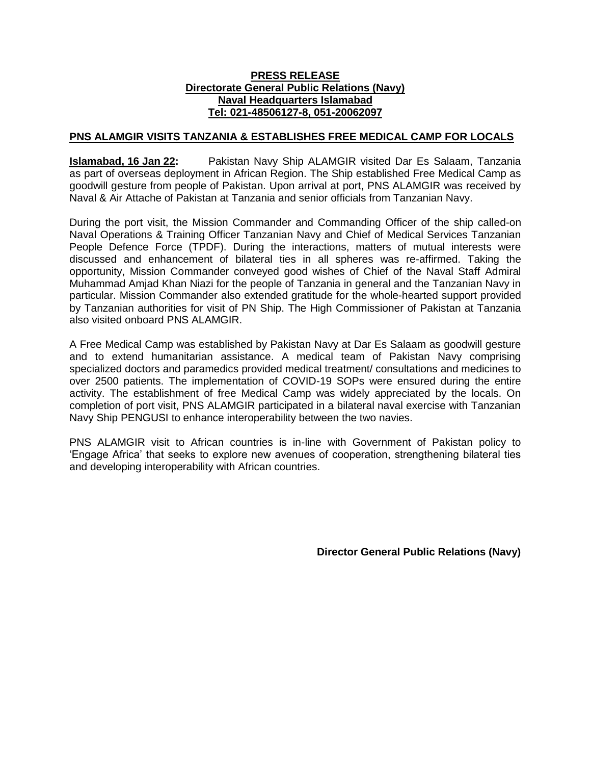**PRESS RELEASE**
**Directorate General Public Relations (Navy)**
**Naval Headquarters Islamabad**
**Tel: 021-48506127-8, 051-20062097**

## PNS ALAMGIR VISITS TANZANIA & ESTABLISHES FREE MEDICAL CAMP FOR LOCALS

**Islamabad, 16 Jan 22:** Pakistan Navy Ship ALAMGIR visited Dar Es Salaam, Tanzania as part of overseas deployment in African Region. The Ship established Free Medical Camp as goodwill gesture from people of Pakistan. Upon arrival at port, PNS ALAMGIR was received by Naval & Air Attache of Pakistan at Tanzania and senior officials from Tanzanian Navy.

During the port visit, the Mission Commander and Commanding Officer of the ship called-on Naval Operations & Training Officer Tanzanian Navy and Chief of Medical Services Tanzanian People Defence Force (TPDF). During the interactions, matters of mutual interests were discussed and enhancement of bilateral ties in all spheres was re-affirmed. Taking the opportunity, Mission Commander conveyed good wishes of Chief of the Naval Staff Admiral Muhammad Amjad Khan Niazi for the people of Tanzania in general and the Tanzanian Navy in particular. Mission Commander also extended gratitude for the whole-hearted support provided by Tanzanian authorities for visit of PN Ship. The High Commissioner of Pakistan at Tanzania also visited onboard PNS ALAMGIR.

A Free Medical Camp was established by Pakistan Navy at Dar Es Salaam as goodwill gesture and to extend humanitarian assistance. A medical team of Pakistan Navy comprising specialized doctors and paramedics provided medical treatment/ consultations and medicines to over 2500 patients. The implementation of COVID-19 SOPs were ensured during the entire activity. The establishment of free Medical Camp was widely appreciated by the locals. On completion of port visit, PNS ALAMGIR participated in a bilateral naval exercise with Tanzanian Navy Ship PENGUSI to enhance interoperability between the two navies.

PNS ALAMGIR visit to African countries is in-line with Government of Pakistan policy to 'Engage Africa' that seeks to explore new avenues of cooperation, strengthening bilateral ties and developing interoperability with African countries.

**Director General Public Relations (Navy)**